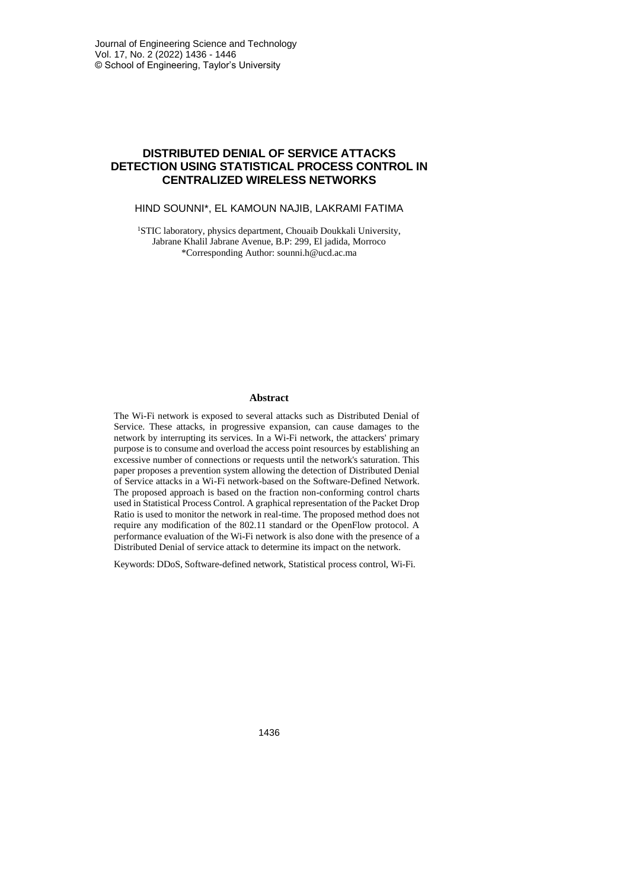# DISTRIBUTED DENIAL OF SERVICE ATTACKS DETECTION USING STATISTICAL PROCESS CONTROL IN CENTRALIZED WIRELESS NETWORKS

HIND SOUNNI*, EL KAMOUN NAJIB, LAKRAMI FATIMA

[1]STIC laboratory, physics department, Chouaib Doukkali University, Jabrane Khalil Jabrane Avenue, B.P: 299, El jadida, Morroco
*Corresponding Author: sounni.h@ucd.ac.ma

## Abstract

The Wi-Fi network is exposed to several attacks such as Distributed Denial of Service. These attacks, in progressive expansion, can cause damages to the network by interrupting its services. In a Wi-Fi network, the attackers' primary purpose is to consume and overload the access point resources by establishing an excessive number of connections or requests until the network's saturation. This paper proposes a prevention system allowing the detection of Distributed Denial of Service attacks in a Wi-Fi network-based on the Software-Defined Network. The proposed approach is based on the fraction non-conforming control charts used in Statistical Process Control. A graphical representation of the Packet Drop Ratio is used to monitor the network in real-time. The proposed method does not require any modification of the 802.11 standard or the OpenFlow protocol. A performance evaluation of the Wi-Fi network is also done with the presence of a Distributed Denial of service attack to determine its impact on the network.

Keywords: DDoS, Software-defined network, Statistical process control, Wi-Fi.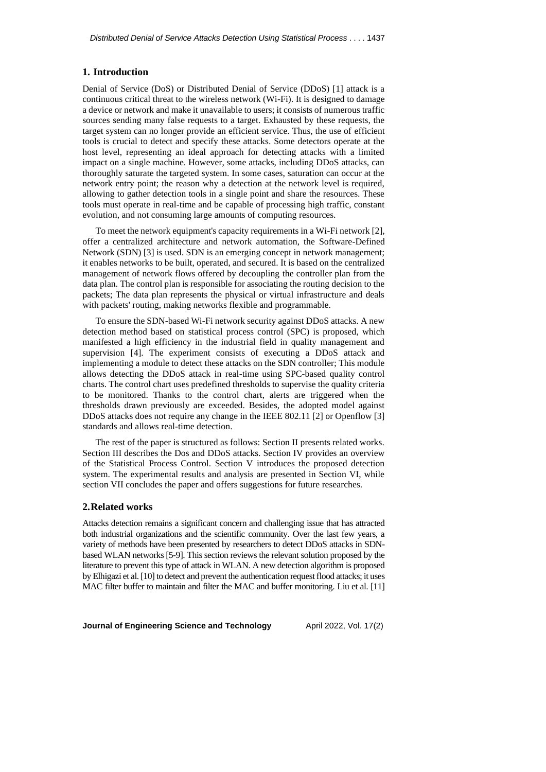## 1. Introduction

Denial of Service (DoS) or Distributed Denial of Service (DDoS) [1] attack is a continuous critical threat to the wireless network (Wi-Fi). It is designed to damage a device or network and make it unavailable to users; it consists of numerous traffic sources sending many false requests to a target. Exhausted by these requests, the target system can no longer provide an efficient service. Thus, the use of efficient tools is crucial to detect and specify these attacks. Some detectors operate at the host level, representing an ideal approach for detecting attacks with a limited impact on a single machine. However, some attacks, including DDoS attacks, can thoroughly saturate the targeted system. In some cases, saturation can occur at the network entry point; the reason why a detection at the network level is required, allowing to gather detection tools in a single point and share the resources. These tools must operate in real-time and be capable of processing high traffic, constant evolution, and not consuming large amounts of computing resources.

To meet the network equipment's capacity requirements in a Wi-Fi network [2], offer a centralized architecture and network automation, the Software-Defined Network (SDN) [3] is used. SDN is an emerging concept in network management; it enables networks to be built, operated, and secured. It is based on the centralized management of network flows offered by decoupling the controller plan from the data plan. The control plan is responsible for associating the routing decision to the packets; The data plan represents the physical or virtual infrastructure and deals with packets' routing, making networks flexible and programmable.

To ensure the SDN-based Wi-Fi network security against DDoS attacks. A new detection method based on statistical process control (SPC) is proposed, which manifested a high efficiency in the industrial field in quality management and supervision [4]. The experiment consists of executing a DDoS attack and implementing a module to detect these attacks on the SDN controller; This module allows detecting the DDoS attack in real-time using SPC-based quality control charts. The control chart uses predefined thresholds to supervise the quality criteria to be monitored. Thanks to the control chart, alerts are triggered when the thresholds drawn previously are exceeded. Besides, the adopted model against DDoS attacks does not require any change in the IEEE 802.11 [2] or Openflow [3] standards and allows real-time detection.

The rest of the paper is structured as follows: Section II presents related works. Section III describes the Dos and DDoS attacks. Section IV provides an overview of the Statistical Process Control. Section V introduces the proposed detection system. The experimental results and analysis are presented in Section VI, while section VII concludes the paper and offers suggestions for future researches.

## 2. Related works

Attacks detection remains a significant concern and challenging issue that has attracted both industrial organizations and the scientific community. Over the last few years, a variety of methods have been presented by researchers to detect DDoS attacks in SDN-based WLAN networks [5-9]. This section reviews the relevant solution proposed by the literature to prevent this type of attack in WLAN. A new detection algorithm is proposed by Elhigazi et al. [10] to detect and prevent the authentication request flood attacks; it uses MAC filter buffer to maintain and filter the MAC and buffer monitoring. Liu et al. [11]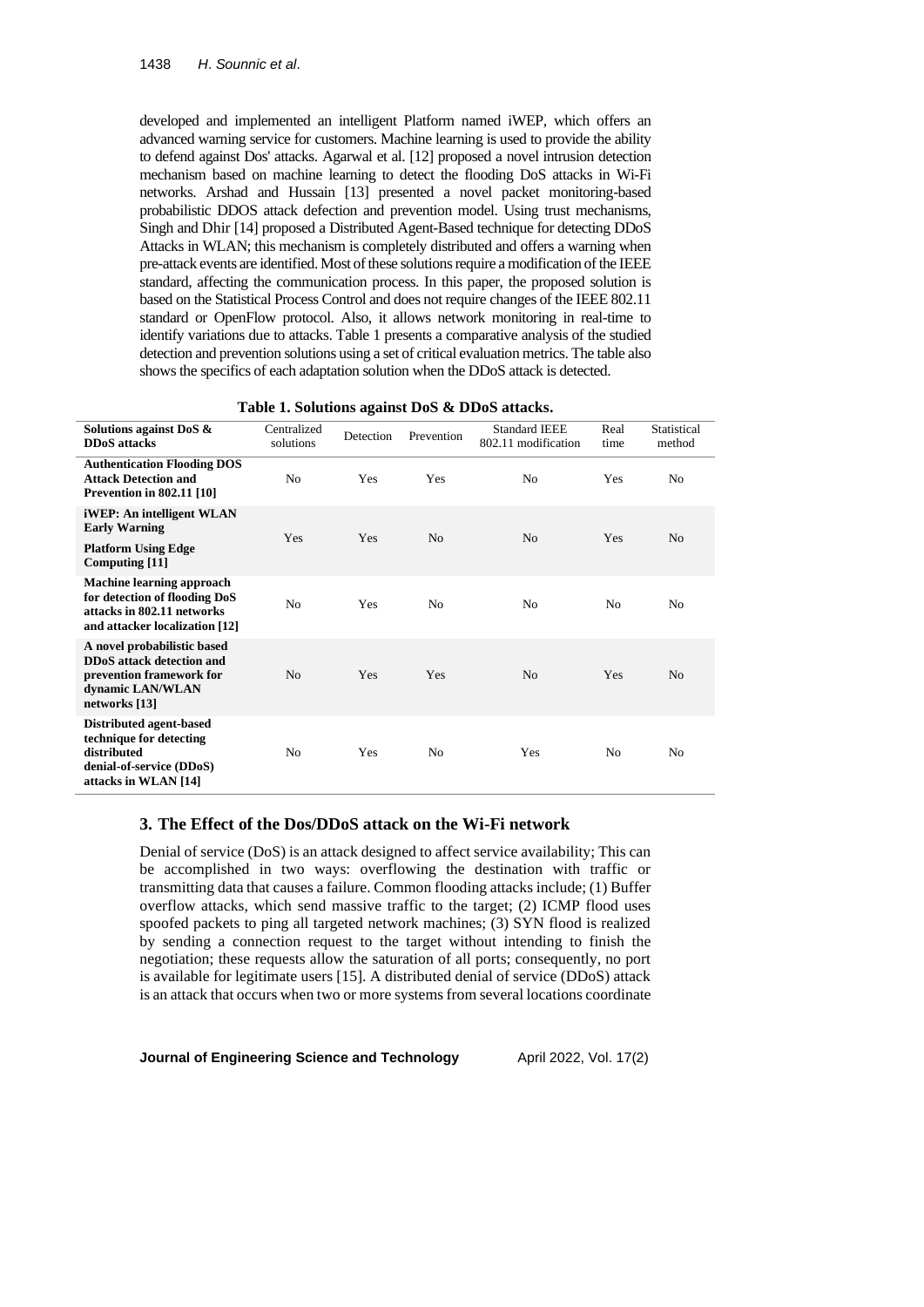developed and implemented an intelligent Platform named iWEP, which offers an advanced warning service for customers. Machine learning is used to provide the ability to defend against Dos' attacks. Agarwal et al. [12] proposed a novel intrusion detection mechanism based on machine learning to detect the flooding DoS attacks in Wi-Fi networks. Arshad and Hussain [13] presented a novel packet monitoring-based probabilistic DDOS attack defection and prevention model. Using trust mechanisms, Singh and Dhir [14] proposed a Distributed Agent-Based technique for detecting DDoS Attacks in WLAN; this mechanism is completely distributed and offers a warning when pre-attack events are identified. Most of these solutions require a modification of the IEEE standard, affecting the communication process. In this paper, the proposed solution is based on the Statistical Process Control and does not require changes of the IEEE 802.11 standard or OpenFlow protocol. Also, it allows network monitoring in real-time to identify variations due to attacks. Table 1 presents a comparative analysis of the studied detection and prevention solutions using a set of critical evaluation metrics. The table also shows the specifics of each adaptation solution when the DDoS attack is detected.

**Table 1. Solutions against DoS & DDoS attacks.**

| Solutions against DoS & DDoS attacks | Centralized solutions | Detection | Prevention | Standard IEEE 802.11 modification | Real time | Statistical method |
|---|---|---|---|---|---|---|
| **Authentication Flooding DOS Attack Detection and Prevention in 802.11 [10]** | No | Yes | Yes | No | Yes | No |
| **iWEP: An intelligent WLAN Early Warning Platform Using Edge Computing [11]** | Yes | Yes | No | No | Yes | No |
| **Machine learning approach for detection of flooding DoS attacks in 802.11 networks and attacker localization [12]** | No | Yes | No | No | No | No |
| **A novel probabilistic based DDoS attack detection and prevention framework for dynamic LAN/WLAN networks [13]** | No | Yes | Yes | No | Yes | No |
| **Distributed agent-based technique for detecting distributed denial-of-service (DDoS) attacks in WLAN [14]** | No | Yes | No | Yes | No | No |

## 3. The Effect of the Dos/DDoS attack on the Wi-Fi network

Denial of service (DoS) is an attack designed to affect service availability; This can be accomplished in two ways: overflowing the destination with traffic or transmitting data that causes a failure. Common flooding attacks include; (1) Buffer overflow attacks, which send massive traffic to the target; (2) ICMP flood uses spoofed packets to ping all targeted network machines; (3) SYN flood is realized by sending a connection request to the target without intending to finish the negotiation; these requests allow the saturation of all ports; consequently, no port is available for legitimate users [15]. A distributed denial of service (DDoS) attack is an attack that occurs when two or more systems from several locations coordinate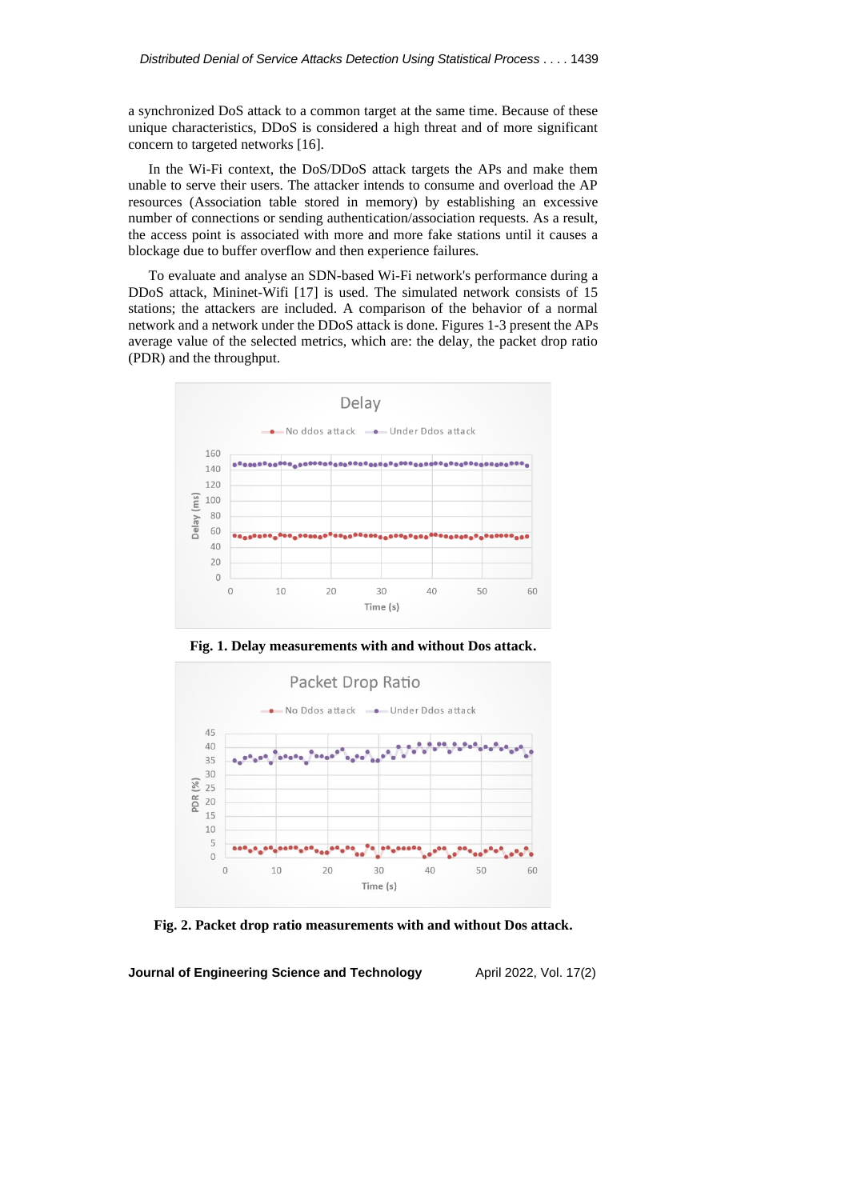a synchronized DoS attack to a common target at the same time. Because of these unique characteristics, DDoS is considered a high threat and of more significant concern to targeted networks [16].

In the Wi-Fi context, the DoS/DDoS attack targets the APs and make them unable to serve their users. The attacker intends to consume and overload the AP resources (Association table stored in memory) by establishing an excessive number of connections or sending authentication/association requests. As a result, the access point is associated with more and more fake stations until it causes a blockage due to buffer overflow and then experience failures.

To evaluate and analyse an SDN-based Wi-Fi network's performance during a DDoS attack, Mininet-Wifi [17] is used. The simulated network consists of 15 stations; the attackers are included. A comparison of the behavior of a normal network and a network under the DDoS attack is done. Figures 1-3 present the APs average value of the selected metrics, which are: the delay, the packet drop ratio (PDR) and the throughput.

**Fig. 1. Delay measurements with and without Dos attack.**

**Fig. 2. Packet drop ratio measurements with and without Dos attack.**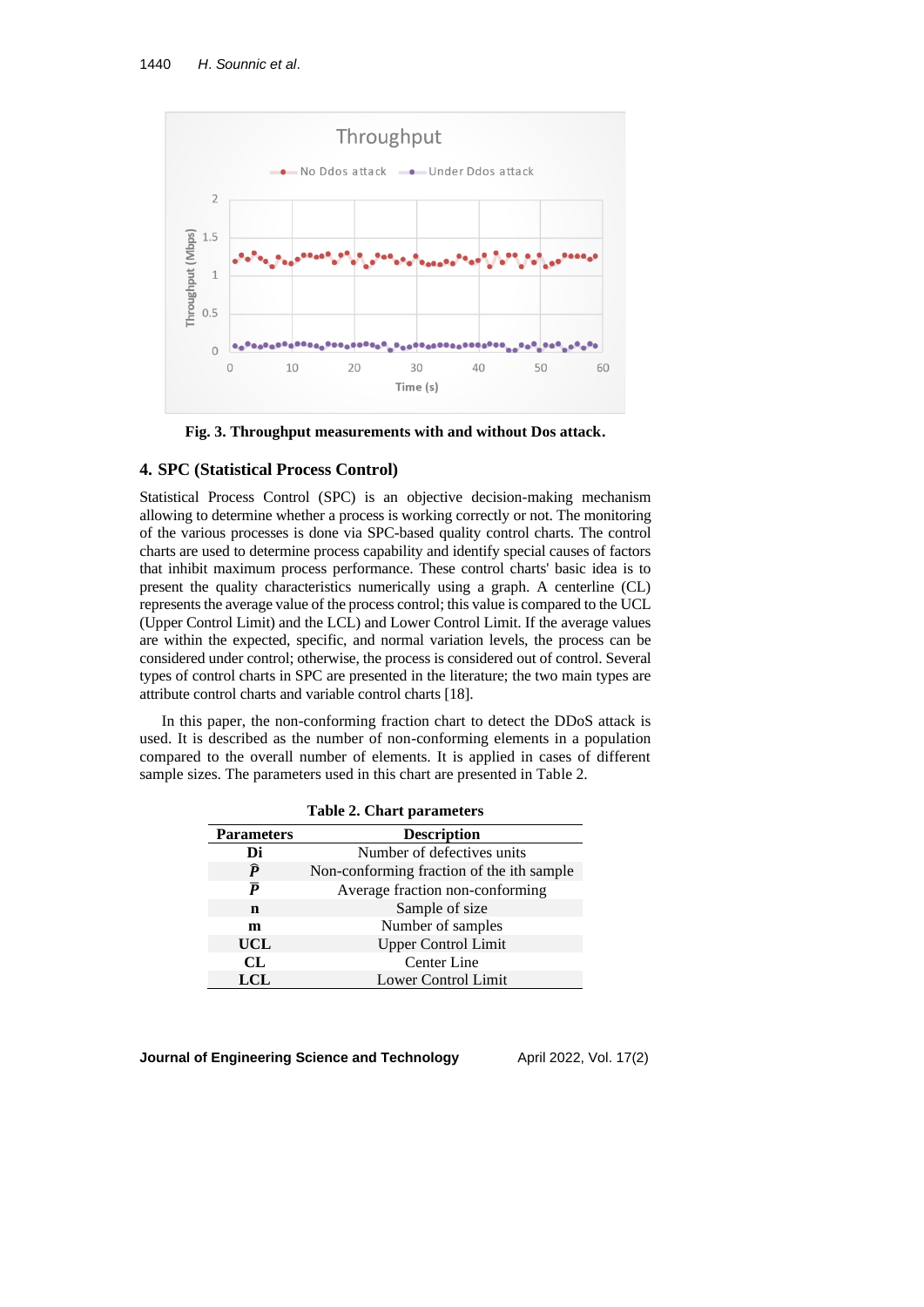Fig. 3. Throughput measurements with and without Dos attack.

## 4. SPC (Statistical Process Control)

Statistical Process Control (SPC) is an objective decision-making mechanism allowing to determine whether a process is working correctly or not. The monitoring of the various processes is done via SPC-based quality control charts. The control charts are used to determine process capability and identify special causes of factors that inhibit maximum process performance. These control charts' basic idea is to present the quality characteristics numerically using a graph. A centerline (CL) represents the average value of the process control; this value is compared to the UCL (Upper Control Limit) and the LCL) and Lower Control Limit. If the average values are within the expected, specific, and normal variation levels, the process can be considered under control; otherwise, the process is considered out of control. Several types of control charts in SPC are presented in the literature; the two main types are attribute control charts and variable control charts [18].

In this paper, the non-conforming fraction chart to detect the DDoS attack is used. It is described as the number of non-conforming elements in a population compared to the overall number of elements. It is applied in cases of different sample sizes. The parameters used in this chart are presented in Table 2.

**Table 2. Chart parameters**

| Parameters | Description |
|---|---|
| **Di** | Number of defectives units |
| $\hat{P}$ | Non-conforming fraction of the ith sample |
| $\bar{P}$ | Average fraction non-conforming |
| **n** | Sample of size |
| **m** | Number of samples |
| **UCL** | Upper Control Limit |
| **CL** | Center Line |
| **LCL** | Lower Control Limit |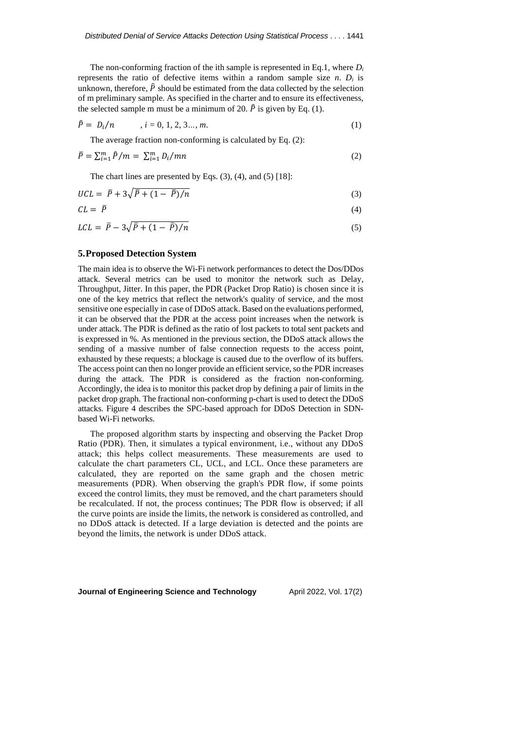The non-conforming fraction of the ith sample is represented in Eq.1, where $D_i$ represents the ratio of defective items within a random sample size $n$. $D_i$ is unknown, therefore, $\hat{P}$ should be estimated from the data collected by the selection of m preliminary sample. As specified in the charter and to ensure its effectiveness, the selected sample m must be a minimum of 20. $\hat{P}$ is given by Eq. (1).

$$\hat{P} = D_i/n \qquad , i = 0, 1, 2, 3..., m. \tag{1}$$

The average fraction non-conforming is calculated by Eq. (2):

$$\bar{P} = \sum_{i=1}^{m} \hat{P}/m = \sum_{i=1}^{m} D_i/mn \tag{2}$$

The chart lines are presented by Eqs. (3), (4), and (5) [18]:

$$UCL = \bar{P} + 3\sqrt{\bar{P} + (1 - \bar{P})/n} \tag{3}$$

$$CL = \bar{P} \tag{4}$$

$$LCL = \bar{P} - 3\sqrt{\bar{P} + (1 - \bar{P})/n} \tag{5}$$

## 5. Proposed Detection System

The main idea is to observe the Wi-Fi network performances to detect the Dos/DDos attack. Several metrics can be used to monitor the network such as Delay, Throughput, Jitter. In this paper, the PDR (Packet Drop Ratio) is chosen since it is one of the key metrics that reflect the network's quality of service, and the most sensitive one especially in case of DDoS attack. Based on the evaluations performed, it can be observed that the PDR at the access point increases when the network is under attack. The PDR is defined as the ratio of lost packets to total sent packets and is expressed in %. As mentioned in the previous section, the DDoS attack allows the sending of a massive number of false connection requests to the access point, exhausted by these requests; a blockage is caused due to the overflow of its buffers. The access point can then no longer provide an efficient service, so the PDR increases during the attack. The PDR is considered as the fraction non-conforming. Accordingly, the idea is to monitor this packet drop by defining a pair of limits in the packet drop graph. The fractional non-conforming p-chart is used to detect the DDoS attacks. Figure 4 describes the SPC-based approach for DDoS Detection in SDN-based Wi-Fi networks.

The proposed algorithm starts by inspecting and observing the Packet Drop Ratio (PDR). Then, it simulates a typical environment, i.e., without any DDoS attack; this helps collect measurements. These measurements are used to calculate the chart parameters CL, UCL, and LCL. Once these parameters are calculated, they are reported on the same graph and the chosen metric measurements (PDR). When observing the graph's PDR flow, if some points exceed the control limits, they must be removed, and the chart parameters should be recalculated. If not, the process continues; The PDR flow is observed; if all the curve points are inside the limits, the network is considered as controlled, and no DDoS attack is detected. If a large deviation is detected and the points are beyond the limits, the network is under DDoS attack.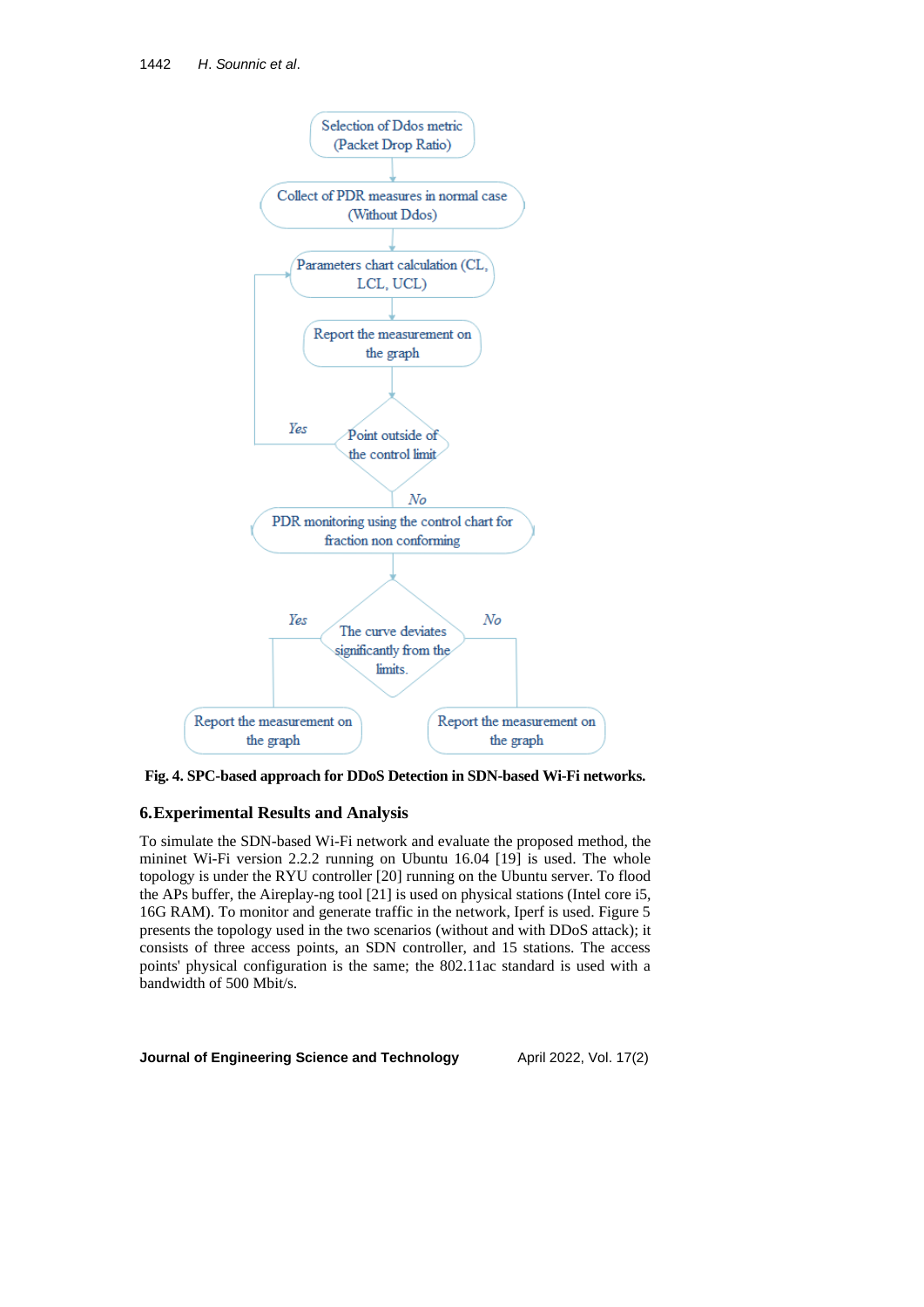Selection of Ddos metric (Packet Drop Ratio)

Collect of PDR measures in normal case (Without Ddos)

Parameters chart calculation (CL, LCL, UCL)

Report the measurement on the graph

Point outside of the control limit — Yes / No

PDR monitoring using the control chart for fraction non conforming

The curve deviates significantly from the limits. — Yes / No

Report the measurement on the graph

Report the measurement on the graph

**Fig. 4. SPC-based approach for DDoS Detection in SDN-based Wi-Fi networks.**

## 6. Experimental Results and Analysis

To simulate the SDN-based Wi-Fi network and evaluate the proposed method, the mininet Wi-Fi version 2.2.2 running on Ubuntu 16.04 [19] is used. The whole topology is under the RYU controller [20] running on the Ubuntu server. To flood the APs buffer, the Aireplay-ng tool [21] is used on physical stations (Intel core i5, 16G RAM). To monitor and generate traffic in the network, Iperf is used. Figure 5 presents the topology used in the two scenarios (without and with DDoS attack); it consists of three access points, an SDN controller, and 15 stations. The access points' physical configuration is the same; the 802.11ac standard is used with a bandwidth of 500 Mbit/s.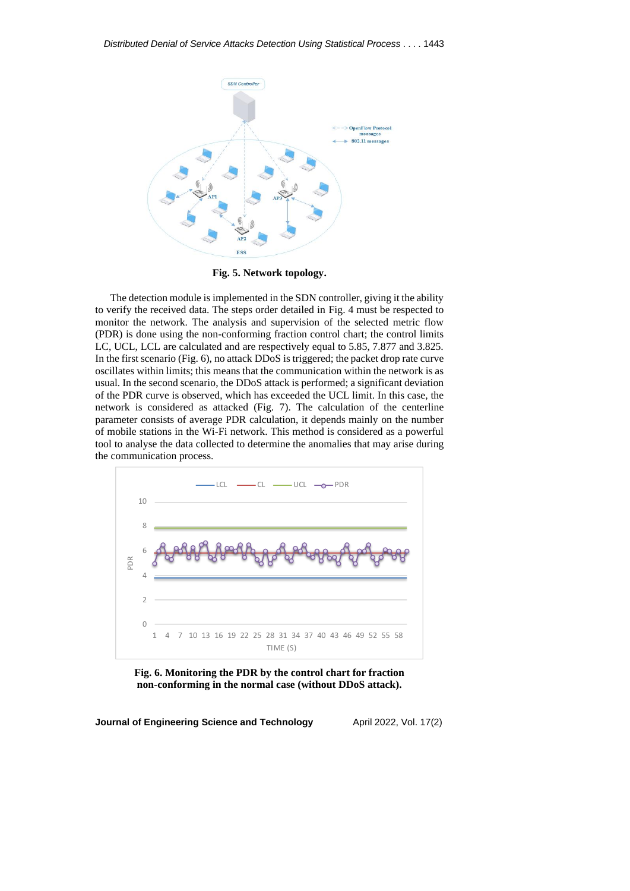Fig. 5. Network topology.

The detection module is implemented in the SDN controller, giving it the ability to verify the received data. The steps order detailed in Fig. 4 must be respected to monitor the network. The analysis and supervision of the selected metric flow (PDR) is done using the non-conforming fraction control chart; the control limits LC, UCL, LCL are calculated and are respectively equal to 5.85, 7.877 and 3.825. In the first scenario (Fig. 6), no attack DDoS is triggered; the packet drop rate curve oscillates within limits; this means that the communication within the network is as usual. In the second scenario, the DDoS attack is performed; a significant deviation of the PDR curve is observed, which has exceeded the UCL limit. In this case, the network is considered as attacked (Fig. 7). The calculation of the centerline parameter consists of average PDR calculation, it depends mainly on the number of mobile stations in the Wi-Fi network. This method is considered as a powerful tool to analyse the data collected to determine the anomalies that may arise during the communication process.

Fig. 6. Monitoring the PDR by the control chart for fraction non-conforming in the normal case (without DDoS attack).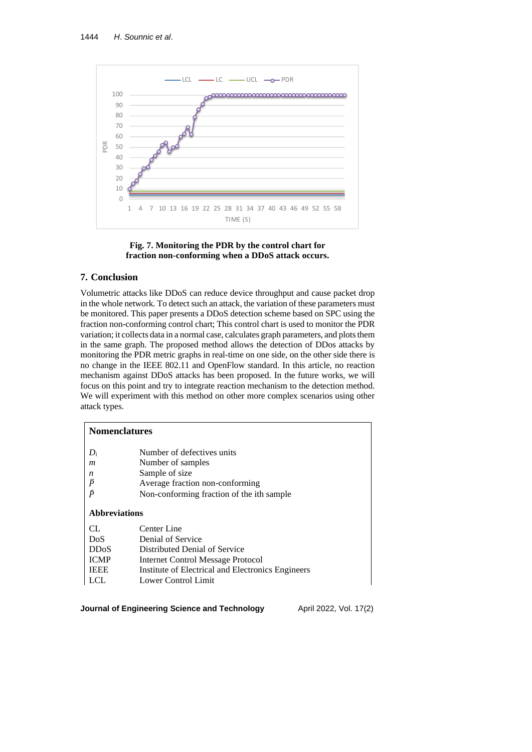**Fig. 7. Monitoring the PDR by the control chart for fraction non-conforming when a DDoS attack occurs.**

## 7. Conclusion

Volumetric attacks like DDoS can reduce device throughput and cause packet drop in the whole network. To detect such an attack, the variation of these parameters must be monitored. This paper presents a DDoS detection scheme based on SPC using the fraction non-conforming control chart; This control chart is used to monitor the PDR variation; it collects data in a normal case, calculates graph parameters, and plots them in the same graph. The proposed method allows the detection of DDos attacks by monitoring the PDR metric graphs in real-time on one side, on the other side there is no change in the IEEE 802.11 and OpenFlow standard. In this article, no reaction mechanism against DDoS attacks has been proposed. In the future works, we will focus on this point and try to integrate reaction mechanism to the detection method. We will experiment with this method on other more complex scenarios using other attack types.

### Nomenclatures

| | |
|---|---|
| $D_i$ | Number of defectives units |
| $m$ | Number of samples |
| $n$ | Sample of size |
| $\bar{P}$ | Average fraction non-conforming |
| $\hat{P}$ | Non-conforming fraction of the ith sample |

### Abbreviations

| | |
|---|---|
| CL | Center Line |
| DoS | Denial of Service |
| DDoS | Distributed Denial of Service |
| ICMP | Internet Control Message Protocol |
| IEEE | Institute of Electrical and Electronics Engineers |
| LCL | Lower Control Limit |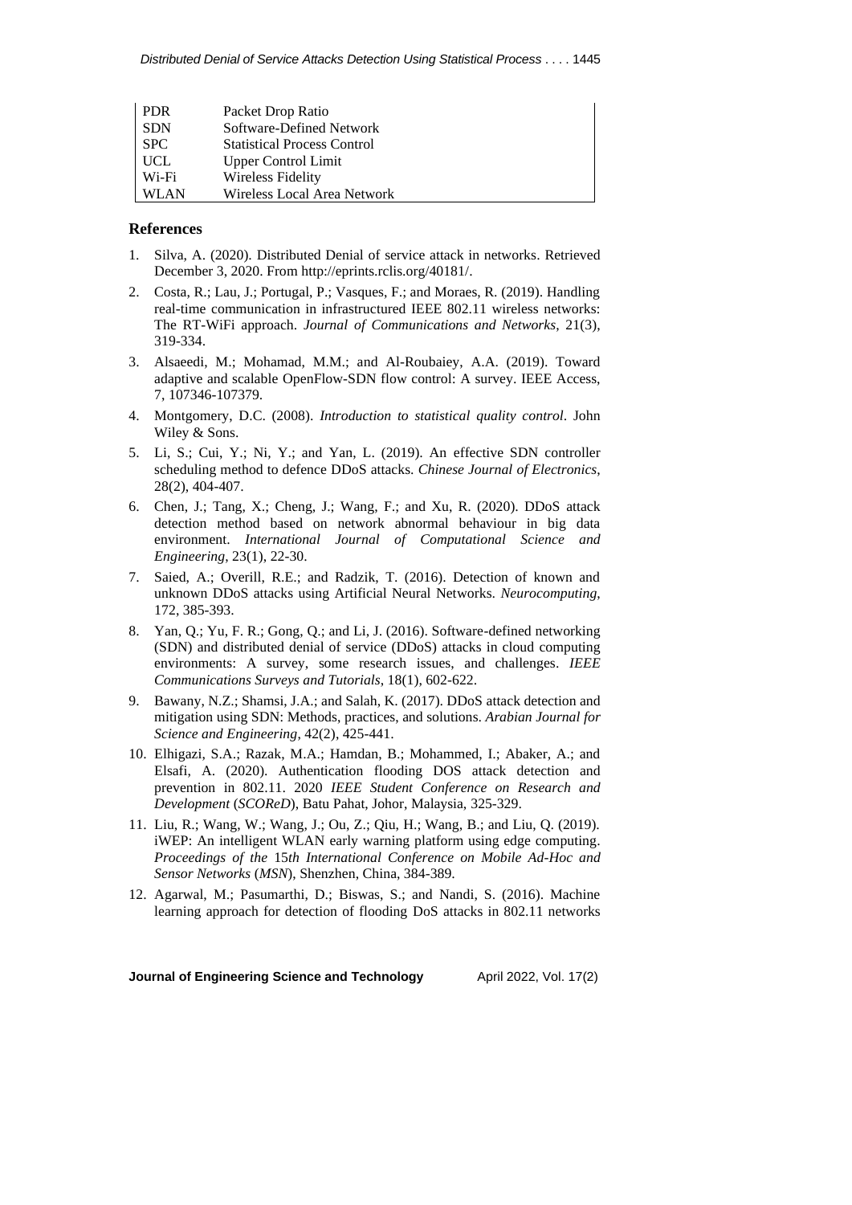| | |
|---|---|
| PDR | Packet Drop Ratio |
| SDN | Software-Defined Network |
| SPC | Statistical Process Control |
| UCL | Upper Control Limit |
| Wi-Fi | Wireless Fidelity |
| WLAN | Wireless Local Area Network |

## References

1. Silva, A. (2020). Distributed Denial of service attack in networks. Retrieved December 3, 2020. From http://eprints.rclis.org/40181/.
2. Costa, R.; Lau, J.; Portugal, P.; Vasques, F.; and Moraes, R. (2019). Handling real-time communication in infrastructured IEEE 802.11 wireless networks: The RT-WiFi approach. *Journal of Communications and Networks*, 21(3), 319-334.
3. Alsaeedi, M.; Mohamad, M.M.; and Al-Roubaiey, A.A. (2019). Toward adaptive and scalable OpenFlow-SDN flow control: A survey. IEEE Access, 7, 107346-107379.
4. Montgomery, D.C. (2008). *Introduction to statistical quality control*. John Wiley & Sons.
5. Li, S.; Cui, Y.; Ni, Y.; and Yan, L. (2019). An effective SDN controller scheduling method to defence DDoS attacks. *Chinese Journal of Electronics*, 28(2), 404-407.
6. Chen, J.; Tang, X.; Cheng, J.; Wang, F.; and Xu, R. (2020). DDoS attack detection method based on network abnormal behaviour in big data environment. *International Journal of Computational Science and Engineering*, 23(1), 22-30.
7. Saied, A.; Overill, R.E.; and Radzik, T. (2016). Detection of known and unknown DDoS attacks using Artificial Neural Networks. *Neurocomputing*, 172, 385-393.
8. Yan, Q.; Yu, F. R.; Gong, Q.; and Li, J. (2016). Software-defined networking (SDN) and distributed denial of service (DDoS) attacks in cloud computing environments: A survey, some research issues, and challenges. *IEEE Communications Surveys and Tutorials*, 18(1), 602-622.
9. Bawany, N.Z.; Shamsi, J.A.; and Salah, K. (2017). DDoS attack detection and mitigation using SDN: Methods, practices, and solutions. *Arabian Journal for Science and Engineering*, 42(2), 425-441.
10. Elhigazi, S.A.; Razak, M.A.; Hamdan, B.; Mohammed, I.; Abaker, A.; and Elsafi, A. (2020). Authentication flooding DOS attack detection and prevention in 802.11. 2020 *IEEE Student Conference on Research and Development* (*SCOReD*), Batu Pahat, Johor, Malaysia, 325-329.
11. Liu, R.; Wang, W.; Wang, J.; Ou, Z.; Qiu, H.; Wang, B.; and Liu, Q. (2019). iWEP: An intelligent WLAN early warning platform using edge computing. *Proceedings of the* 15*th International Conference on Mobile Ad-Hoc and Sensor Networks* (*MSN*), Shenzhen, China, 384-389.
12. Agarwal, M.; Pasumarthi, D.; Biswas, S.; and Nandi, S. (2016). Machine learning approach for detection of flooding DoS attacks in 802.11 networks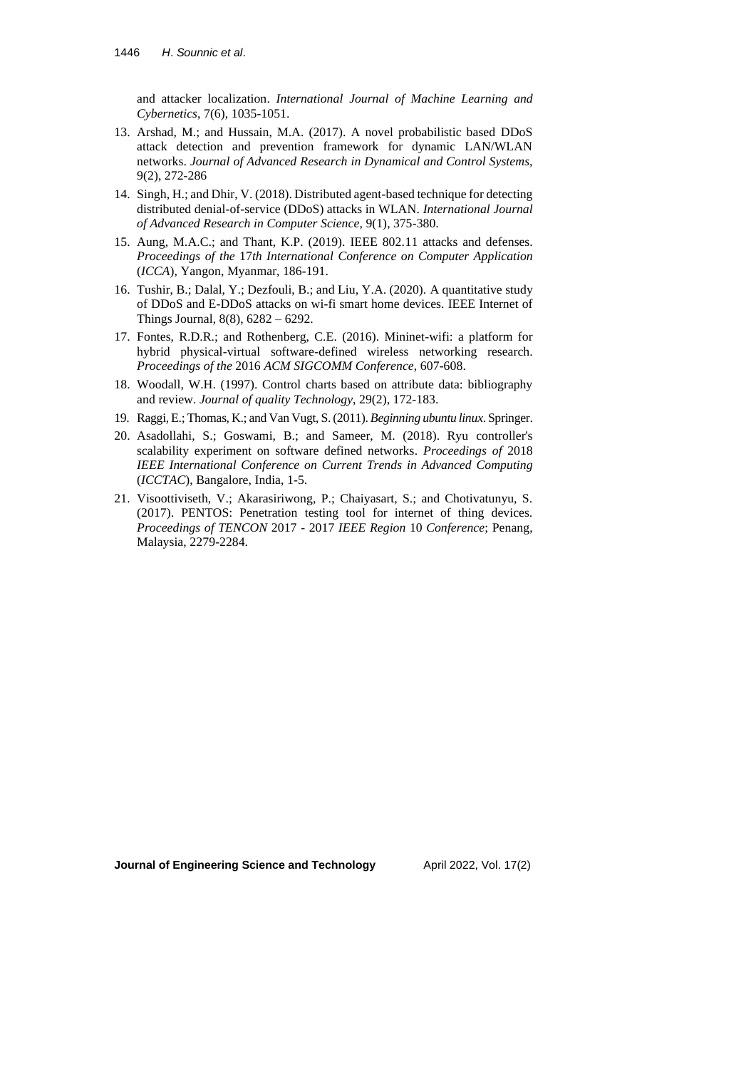and attacker localization. *International Journal of Machine Learning and Cybernetics*, 7(6), 1035-1051.

13. Arshad, M.; and Hussain, M.A. (2017). A novel probabilistic based DDoS attack detection and prevention framework for dynamic LAN/WLAN networks. *Journal of Advanced Research in Dynamical and Control Systems*, 9(2), 272-286
14. Singh, H.; and Dhir, V. (2018). Distributed agent-based technique for detecting distributed denial-of-service (DDoS) attacks in WLAN. *International Journal of Advanced Research in Computer Science*, 9(1), 375-380.
15. Aung, M.A.C.; and Thant, K.P. (2019). IEEE 802.11 attacks and defenses. *Proceedings of the* 17*th International Conference on Computer Application* (*ICCA*), Yangon, Myanmar, 186-191.
16. Tushir, B.; Dalal, Y.; Dezfouli, B.; and Liu, Y.A. (2020). A quantitative study of DDoS and E-DDoS attacks on wi-fi smart home devices. IEEE Internet of Things Journal, 8(8), 6282 – 6292.
17. Fontes, R.D.R.; and Rothenberg, C.E. (2016). Mininet-wifi: a platform for hybrid physical-virtual software-defined wireless networking research. *Proceedings of the* 2016 *ACM SIGCOMM Conference*, 607-608.
18. Woodall, W.H. (1997). Control charts based on attribute data: bibliography and review. *Journal of quality Technology*, 29(2), 172-183.
19. Raggi, E.; Thomas, K.; and Van Vugt, S. (2011). *Beginning ubuntu linux*. Springer.
20. Asadollahi, S.; Goswami, B.; and Sameer, M. (2018). Ryu controller's scalability experiment on software defined networks. *Proceedings of* 2018 *IEEE International Conference on Current Trends in Advanced Computing* (*ICCTAC*), Bangalore, India, 1-5.
21. Visoottiviseth, V.; Akarasiriwong, P.; Chaiyasart, S.; and Chotivatunyu, S. (2017). PENTOS: Penetration testing tool for internet of thing devices. *Proceedings of TENCON* 2017 - 2017 *IEEE Region* 10 *Conference*; Penang, Malaysia, 2279-2284.